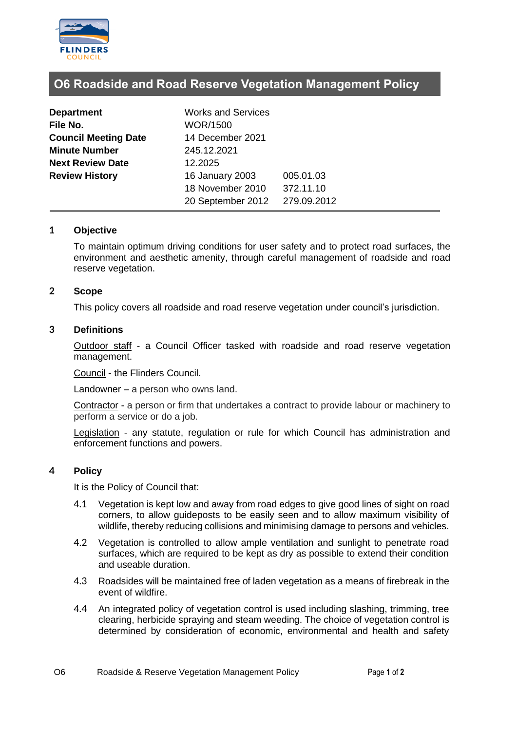# O6 Roadside and Road Reserve Vegetation Management Policy

| | | |
|---|---|---|
| **Department** | Works and Services | |
| **File No.** | WOR/1500 | |
| **Council Meeting Date** | 14 December 2021 | |
| **Minute Number** | 245.12.2021 | |
| **Next Review Date** | 12.2025 | |
| **Review History** | 16 January 2003 | 005.01.03 |
| | 18 November 2010 | 372.11.10 |
| | 20 September 2012 | 279.09.2012 |

## 1 Objective

To maintain optimum driving conditions for user safety and to protect road surfaces, the environment and aesthetic amenity, through careful management of roadside and road reserve vegetation.

## 2 Scope

This policy covers all roadside and road reserve vegetation under council's jurisdiction.

## 3 Definitions

Outdoor staff - a Council Officer tasked with roadside and road reserve vegetation management.

Council - the Flinders Council.

Landowner – a person who owns land.

Contractor - a person or firm that undertakes a contract to provide labour or machinery to perform a service or do a job.

Legislation - any statute, regulation or rule for which Council has administration and enforcement functions and powers.

## 4 Policy

It is the Policy of Council that:

4.1 Vegetation is kept low and away from road edges to give good lines of sight on road corners, to allow guideposts to be easily seen and to allow maximum visibility of wildlife, thereby reducing collisions and minimising damage to persons and vehicles.

4.2 Vegetation is controlled to allow ample ventilation and sunlight to penetrate road surfaces, which are required to be kept as dry as possible to extend their condition and useable duration.

4.3 Roadsides will be maintained free of laden vegetation as a means of firebreak in the event of wildfire.

4.4 An integrated policy of vegetation control is used including slashing, trimming, tree clearing, herbicide spraying and steam weeding. The choice of vegetation control is determined by consideration of economic, environmental and health and safety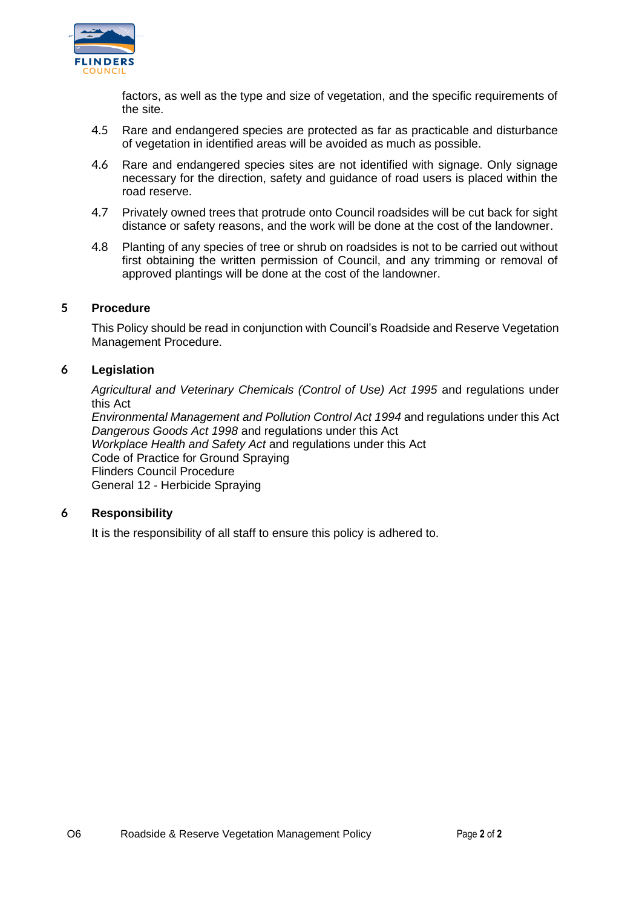factors, as well as the type and size of vegetation, and the specific requirements of the site.

4.5 Rare and endangered species are protected as far as practicable and disturbance of vegetation in identified areas will be avoided as much as possible.

4.6 Rare and endangered species sites are not identified with signage. Only signage necessary for the direction, safety and guidance of road users is placed within the road reserve.

4.7 Privately owned trees that protrude onto Council roadsides will be cut back for sight distance or safety reasons, and the work will be done at the cost of the landowner.

4.8 Planting of any species of tree or shrub on roadsides is not to be carried out without first obtaining the written permission of Council, and any trimming or removal of approved plantings will be done at the cost of the landowner.

## 5 Procedure

This Policy should be read in conjunction with Council's Roadside and Reserve Vegetation Management Procedure.

## 6 Legislation

*Agricultural and Veterinary Chemicals (Control of Use) Act 1995* and regulations under this Act
*Environmental Management and Pollution Control Act 1994* and regulations under this Act
*Dangerous Goods Act 1998* and regulations under this Act
*Workplace Health and Safety Act* and regulations under this Act
Code of Practice for Ground Spraying
Flinders Council Procedure
General 12 - Herbicide Spraying

## 6 Responsibility

It is the responsibility of all staff to ensure this policy is adhered to.